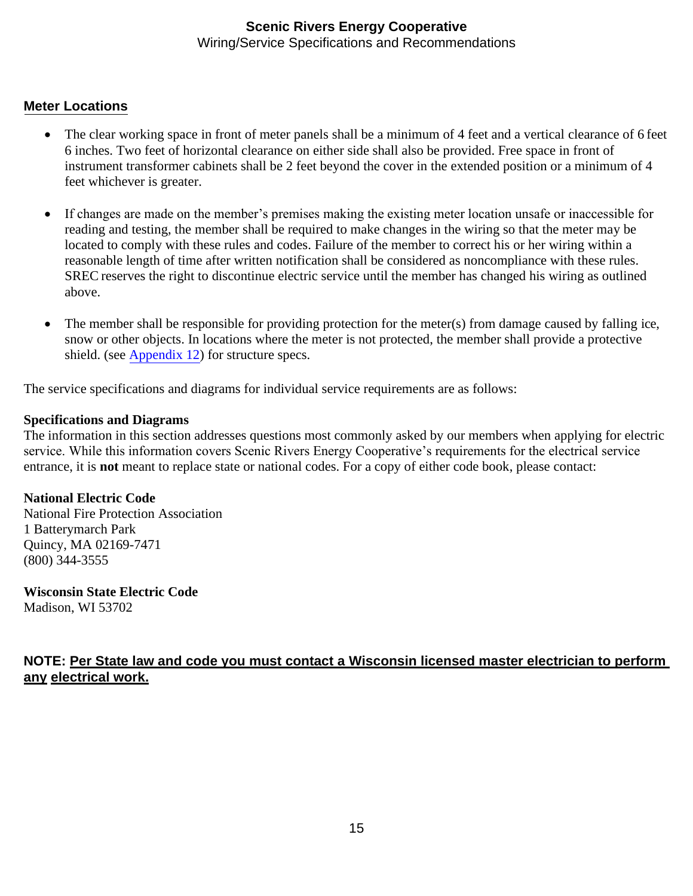## Meter Locations

- The clear working space in front of meter panels shall be a minimum of 4 feet and a vertical clearance of 6 feet 6 inches. Two feet of horizontal clearance on either side shall also be provided. Free space in front of instrument transformer cabinets shall be 2 feet beyond the cover in the extended position or a minimum of 4 feet whichever is greater.

- If changes are made on the member's premises making the existing meter location unsafe or inaccessible for reading and testing, the member shall be required to make changes in the wiring so that the meter may be located to comply with these rules and codes. Failure of the member to correct his or her wiring within a reasonable length of time after written notification shall be considered as noncompliance with these rules. SREC reserves the right to discontinue electric service until the member has changed his wiring as outlined above.

- The member shall be responsible for providing protection for the meter(s) from damage caused by falling ice, snow or other objects. In locations where the meter is not protected, the member shall provide a protective shield. (see Appendix 12) for structure specs.

The service specifications and diagrams for individual service requirements are as follows:

**Specifications and Diagrams**
The information in this section addresses questions most commonly asked by our members when applying for electric service. While this information covers Scenic Rivers Energy Cooperative's requirements for the electrical service entrance, it is **not** meant to replace state or national codes. For a copy of either code book, please contact:

**National Electric Code**
National Fire Protection Association
1 Batterymarch Park
Quincy, MA 02169-7471
(800) 344-3555

**Wisconsin State Electric Code**
Madison, WI 53702

**NOTE: Per State law and code you must contact a Wisconsin licensed master electrician to perform any electrical work.**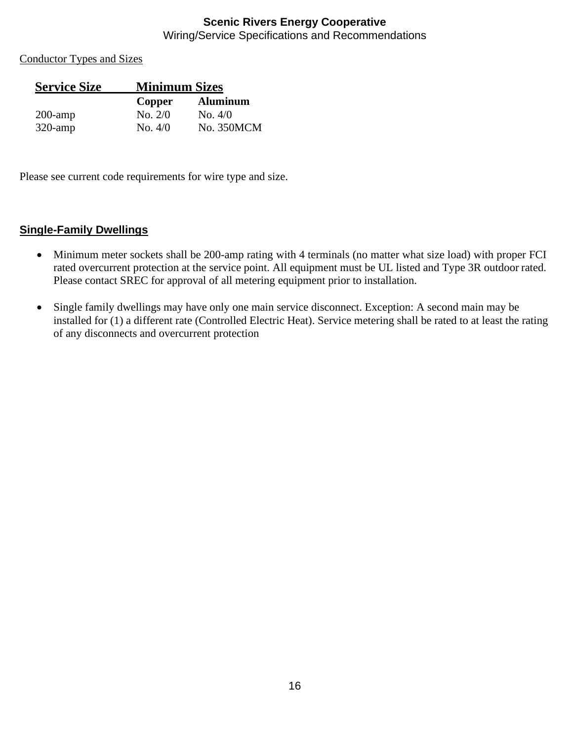Conductor Types and Sizes

| Service Size | Minimum Sizes | |
|---|---|---|
| | **Copper** | **Aluminum** |
| 200-amp | No. 2/0 | No. 4/0 |
| 320-amp | No. 4/0 | No. 350MCM |

Please see current code requirements for wire type and size.

## Single-Family Dwellings

- Minimum meter sockets shall be 200-amp rating with 4 terminals (no matter what size load) with proper FCI rated overcurrent protection at the service point. All equipment must be UL listed and Type 3R outdoor rated. Please contact SREC for approval of all metering equipment prior to installation.

- Single family dwellings may have only one main service disconnect. Exception: A second main may be installed for (1) a different rate (Controlled Electric Heat). Service metering shall be rated to at least the rating of any disconnects and overcurrent protection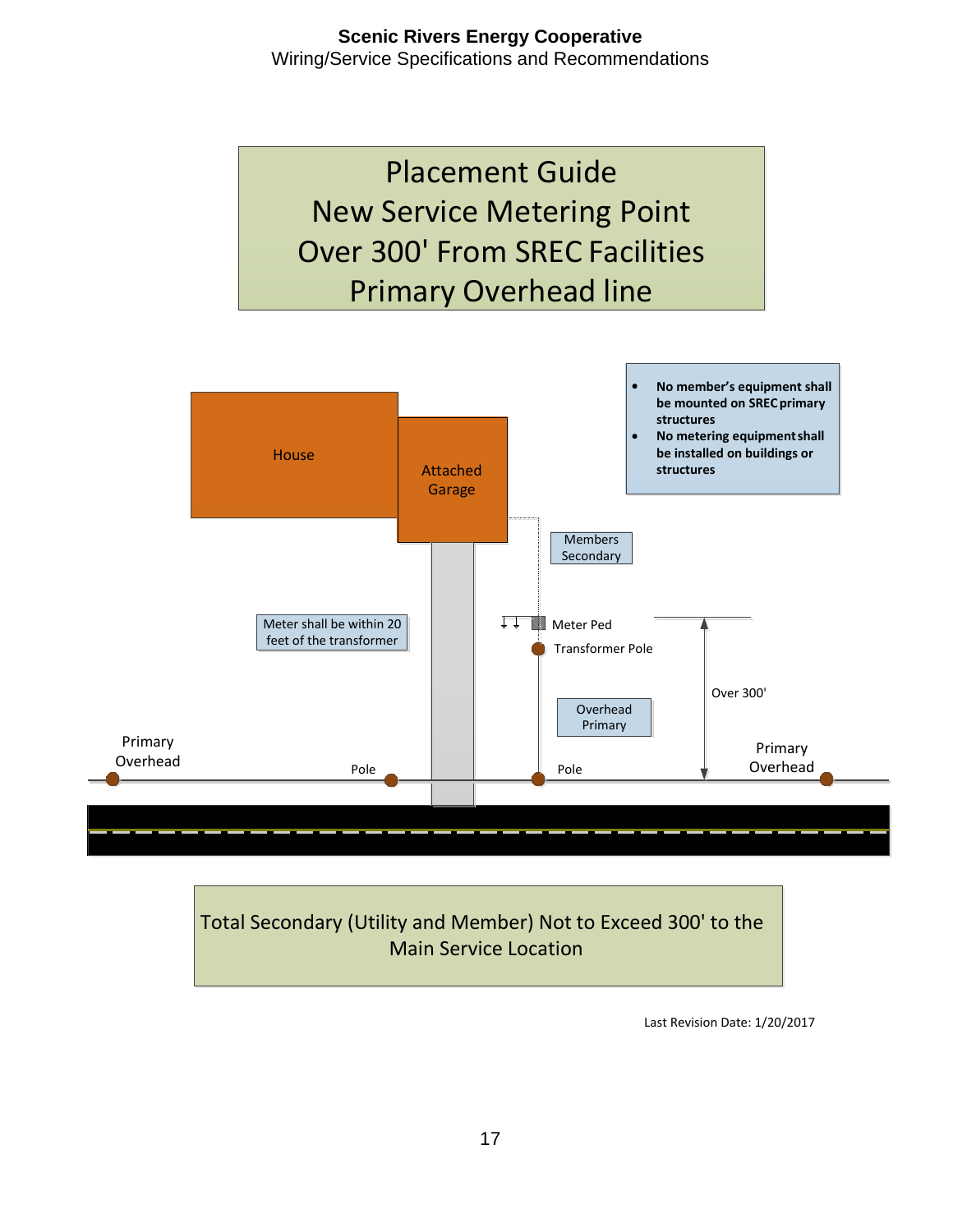# Placement Guide
# New Service Metering Point
# Over 300' From SREC Facilities
# Primary Overhead line

- **No member's equipment shall be mounted on SREC primary structures**
- **No metering equipment shall be installed on buildings or structures**

House

Attached Garage

Members Secondary

Meter shall be within 20 feet of the transformer

Meter Ped

Transformer Pole

Over 300'

Overhead Primary

Primary Overhead

Pole

Pole

Primary Overhead

Total Secondary (Utility and Member) Not to Exceed 300' to the Main Service Location

Last Revision Date: 1/20/2017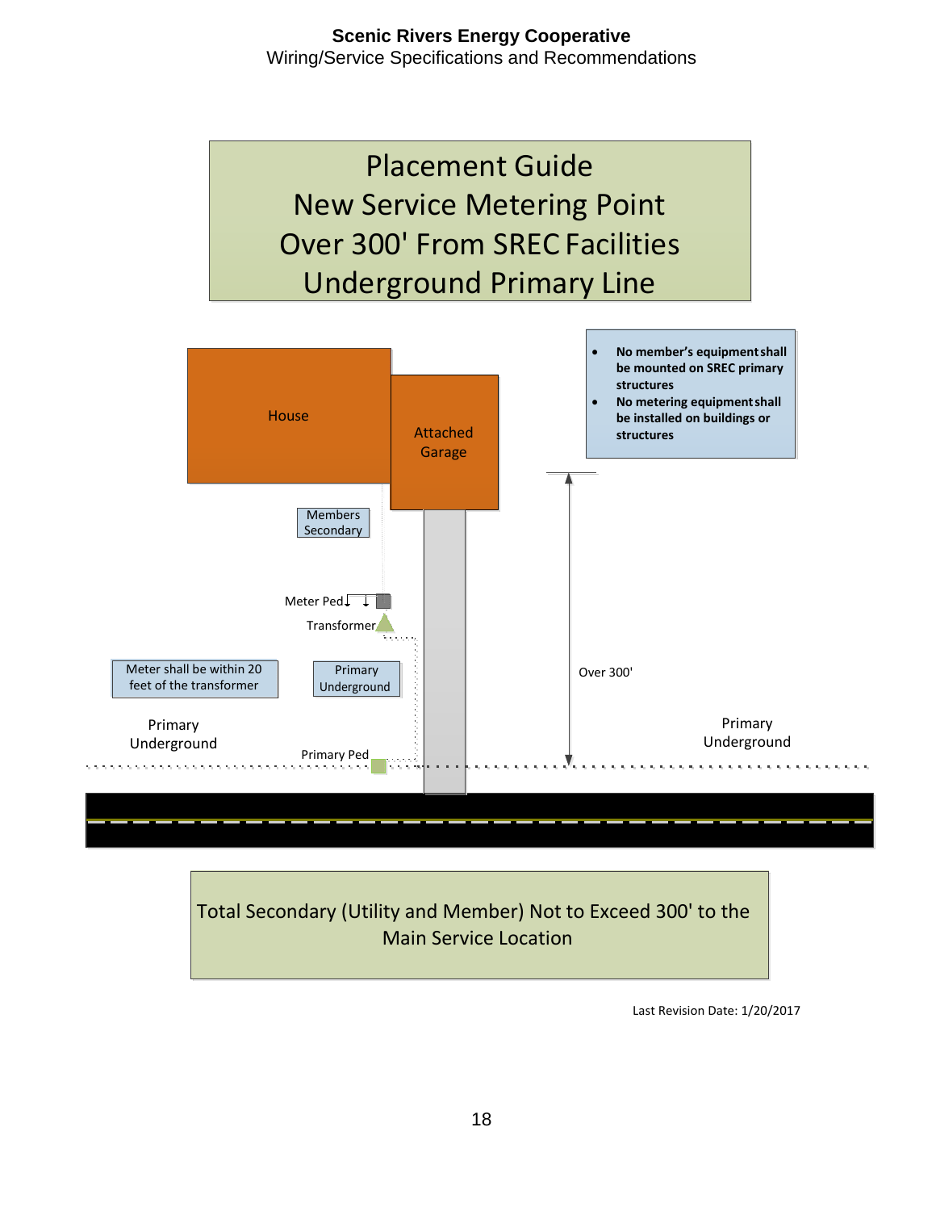# Placement Guide
## New Service Metering Point
## Over 300' From SREC Facilities
## Underground Primary Line

- **No member's equipment shall be mounted on SREC primary structures**
- **No metering equipment shall be installed on buildings or structures**

House

Attached Garage

Members Secondary

Meter Ped

Transformer

Meter shall be within 20 feet of the transformer

Primary Underground

Over 300'

Primary Underground

Primary Ped

Primary Underground

Total Secondary (Utility and Member) Not to Exceed 300' to the Main Service Location

Last Revision Date: 1/20/2017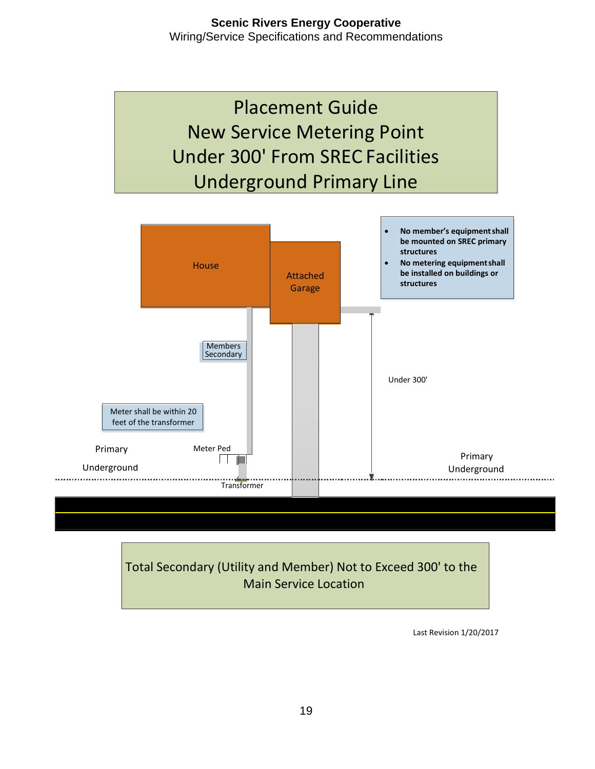# Placement Guide
# New Service Metering Point
# Under 300' From SREC Facilities
# Underground Primary Line

- **No member's equipment shall be mounted on SREC primary structures**
- **No metering equipment shall be installed on buildings or structures**

House

Attached Garage

Members Secondary

Under 300'

Meter shall be within 20 feet of the transformer

Primary Underground

Meter Ped

Transformer

Primary Underground

Total Secondary (Utility and Member) Not to Exceed 300' to the Main Service Location

Last Revision 1/20/2017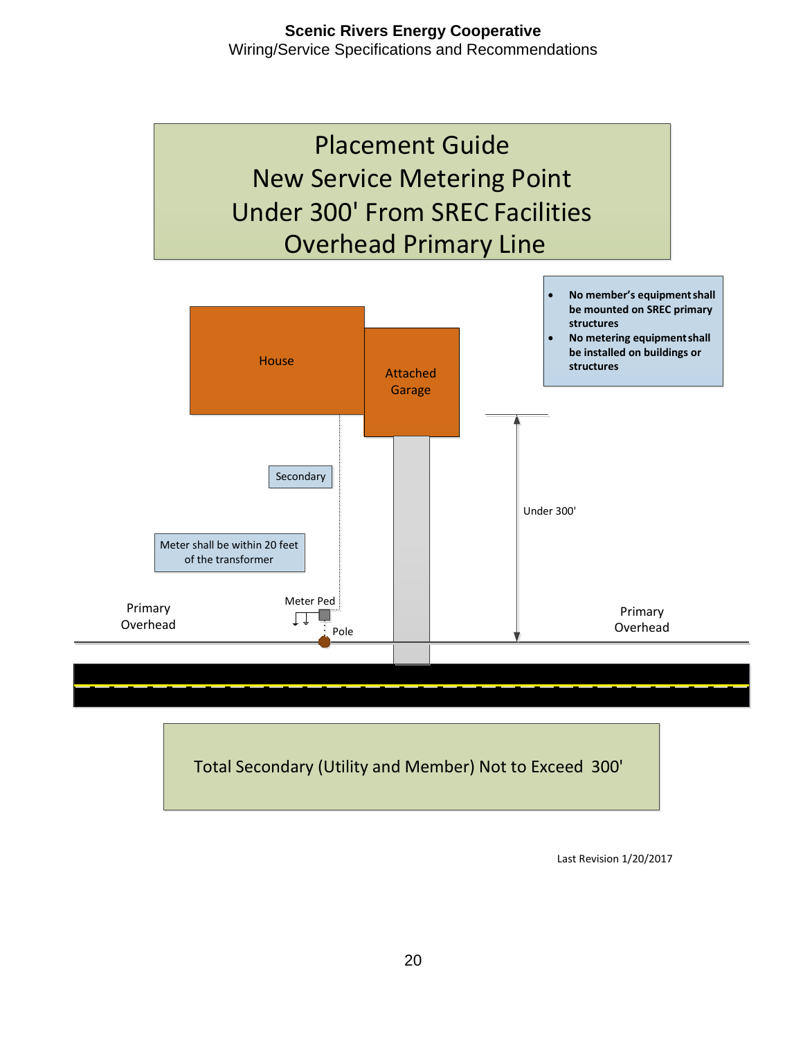# Placement Guide
# New Service Metering Point
# Under 300' From SREC Facilities
# Overhead Primary Line

- **No member's equipment shall be mounted on SREC primary structures**
- **No metering equipment shall be installed on buildings or structures**

House

Attached Garage

Secondary

Under 300'

Meter shall be within 20 feet of the transformer

Meter Ped

Pole

Primary Overhead

Primary Overhead

Total Secondary (Utility and Member) Not to Exceed 300'

Last Revision 1/20/2017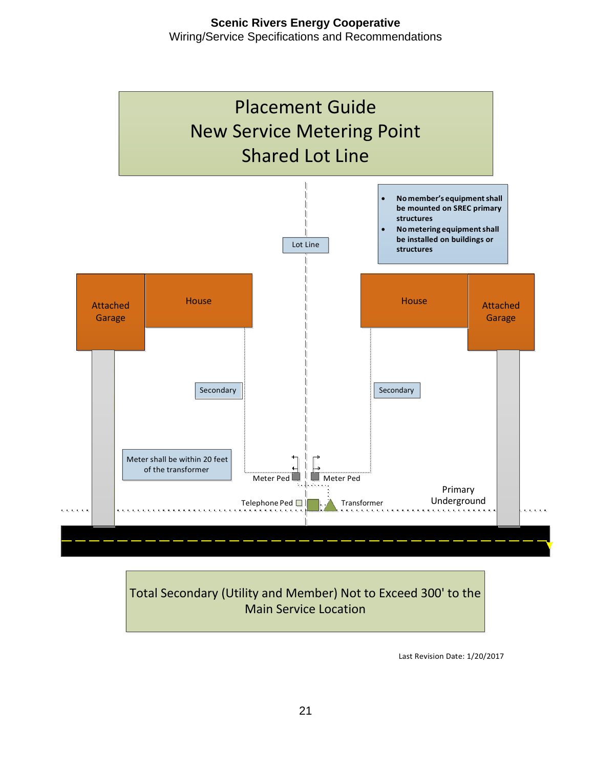# Placement Guide
# New Service Metering Point
# Shared Lot Line

- **No member's equipment shall be mounted on SREC primary structures**
- **No metering equipment shall be installed on buildings or structures**

Lot Line

Attached Garage

House

House

Attached Garage

Secondary

Secondary

Meter shall be within 20 feet of the transformer

Meter Ped

Meter Ped

Telephone Ped

Transformer

Primary Underground

Total Secondary (Utility and Member) Not to Exceed 300' to the Main Service Location

Last Revision Date: 1/20/2017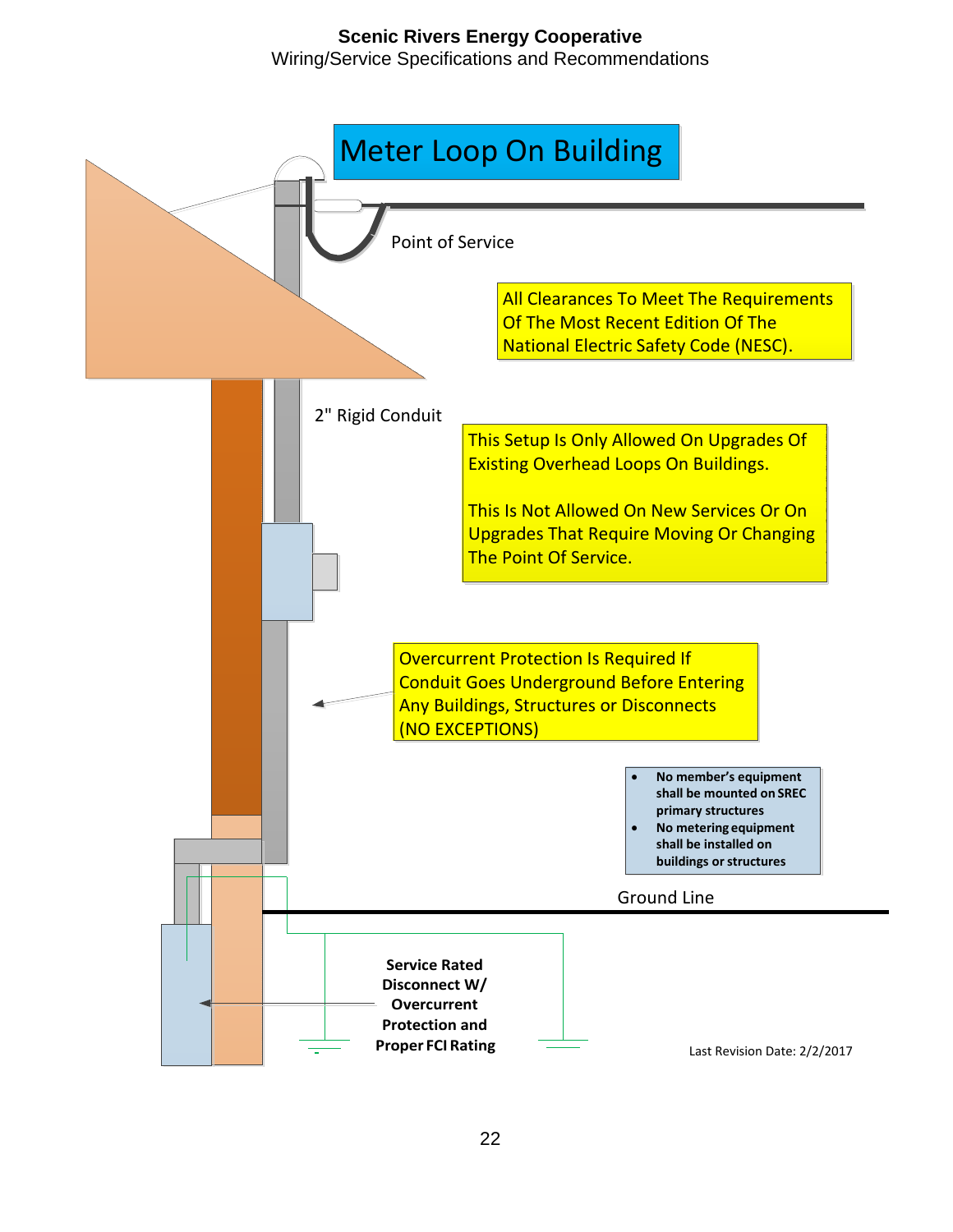# Meter Loop On Building

Point of Service

All Clearances To Meet The Requirements Of The Most Recent Edition Of The National Electric Safety Code (NESC).

2" Rigid Conduit

This Setup Is Only Allowed On Upgrades Of Existing Overhead Loops On Buildings.

This Is Not Allowed On New Services Or On Upgrades That Require Moving Or Changing The Point Of Service.

Overcurrent Protection Is Required If Conduit Goes Underground Before Entering Any Buildings, Structures or Disconnects (NO EXCEPTIONS)

- **No member's equipment shall be mounted on SREC primary structures**
- **No metering equipment shall be installed on buildings or structures**

Ground Line

**Service Rated Disconnect W/ Overcurrent Protection and Proper FCI Rating**

Last Revision Date: 2/2/2017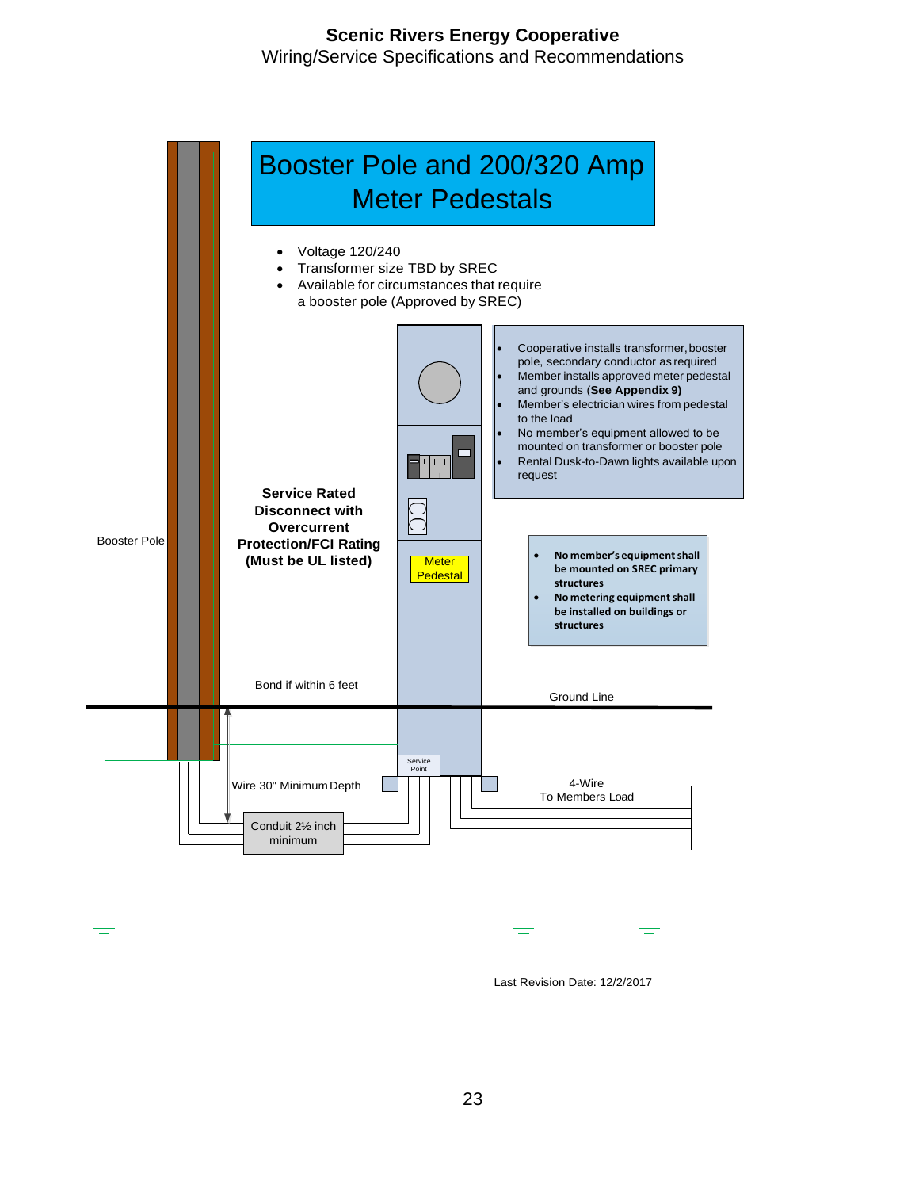# Booster Pole and 200/320 Amp Meter Pedestals

- Voltage 120/240
- Transformer size TBD by SREC
- Available for circumstances that require a booster pole (Approved by SREC)

- Cooperative installs transformer, booster pole, secondary conductor as required
- Member installs approved meter pedestal and grounds (**See Appendix 9)**
- Member's electrician wires from pedestal to the load
- No member's equipment allowed to be mounted on transformer or booster pole
- Rental Dusk-to-Dawn lights available upon request

**Service Rated Disconnect with Overcurrent Protection/FCI Rating (Must be UL listed)**

Booster Pole

Meter Pedestal

- **No member's equipment shall be mounted on SREC primary structures**
- **No metering equipment shall be installed on buildings or structures**

Bond if within 6 feet

Ground Line

Service Point

Wire 30" Minimum Depth

4-Wire
To Members Load

Conduit 2½ inch minimum

Last Revision Date: 12/2/2017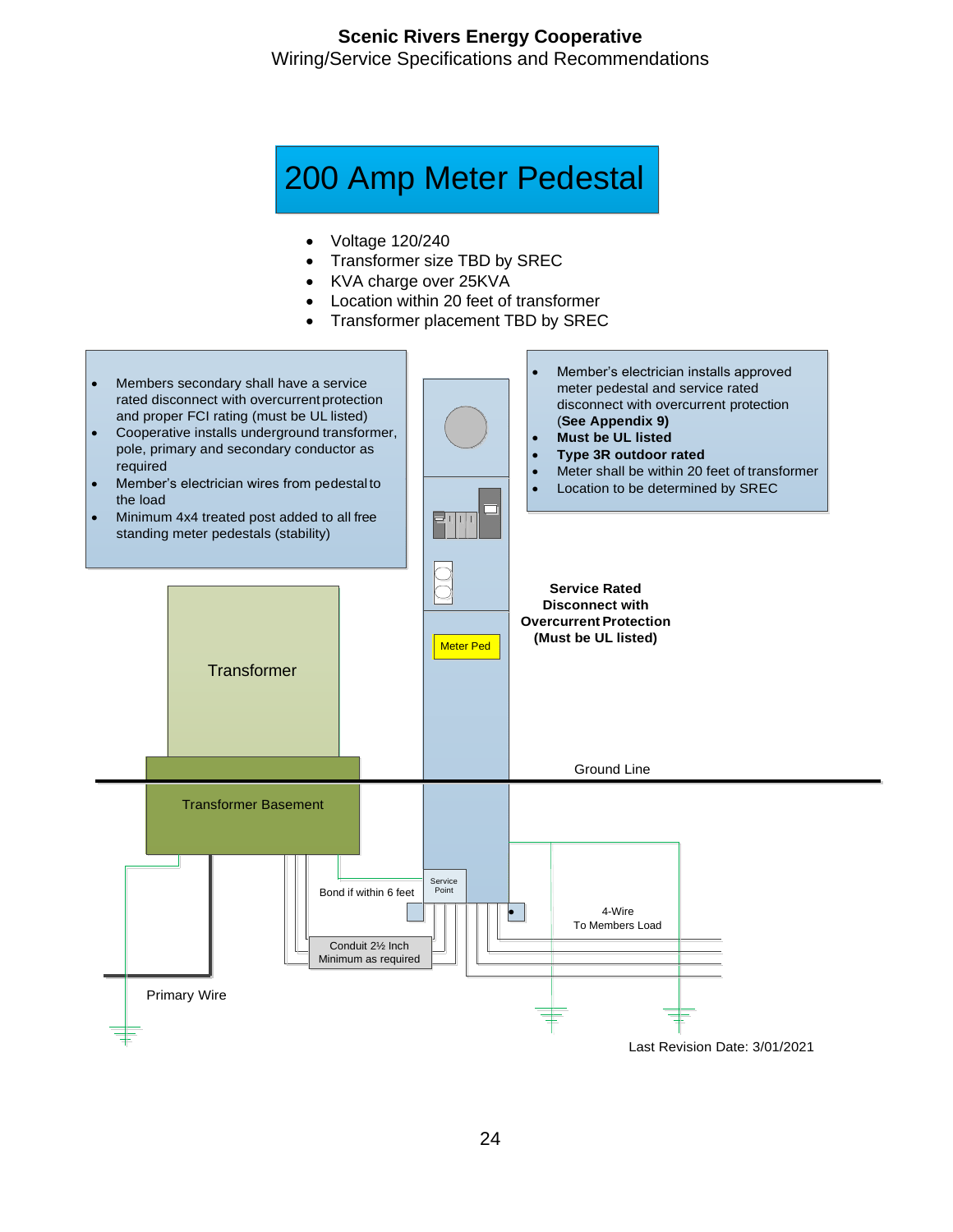Scenic Rivers Energy Cooperative
Wiring/Service Specifications and Recommendations

# 200 Amp Meter Pedestal

- Voltage 120/240
- Transformer size TBD by SREC
- KVA charge over 25KVA
- Location within 20 feet of transformer
- Transformer placement TBD by SREC

- Members secondary shall have a service rated disconnect with overcurrent protection and proper FCI rating (must be UL listed)
- Cooperative installs underground transformer, pole, primary and secondary conductor as required
- Member's electrician wires from pedestal to the load
- Minimum 4x4 treated post added to all free standing meter pedestals (stability)

- Member's electrician installs approved meter pedestal and service rated disconnect with overcurrent protection (**See Appendix 9)**
- **Must be UL listed**
- **Type 3R outdoor rated**
- Meter shall be within 20 feet of transformer
- Location to be determined by SREC

**Service Rated Disconnect with Overcurrent Protection (Must be UL listed)**

Meter Ped

Transformer

Transformer Basement

Ground Line

Bond if within 6 feet

Service Point

4-Wire
To Members Load

Conduit 2½ Inch
Minimum as required

Primary Wire

Last Revision Date: 3/01/2021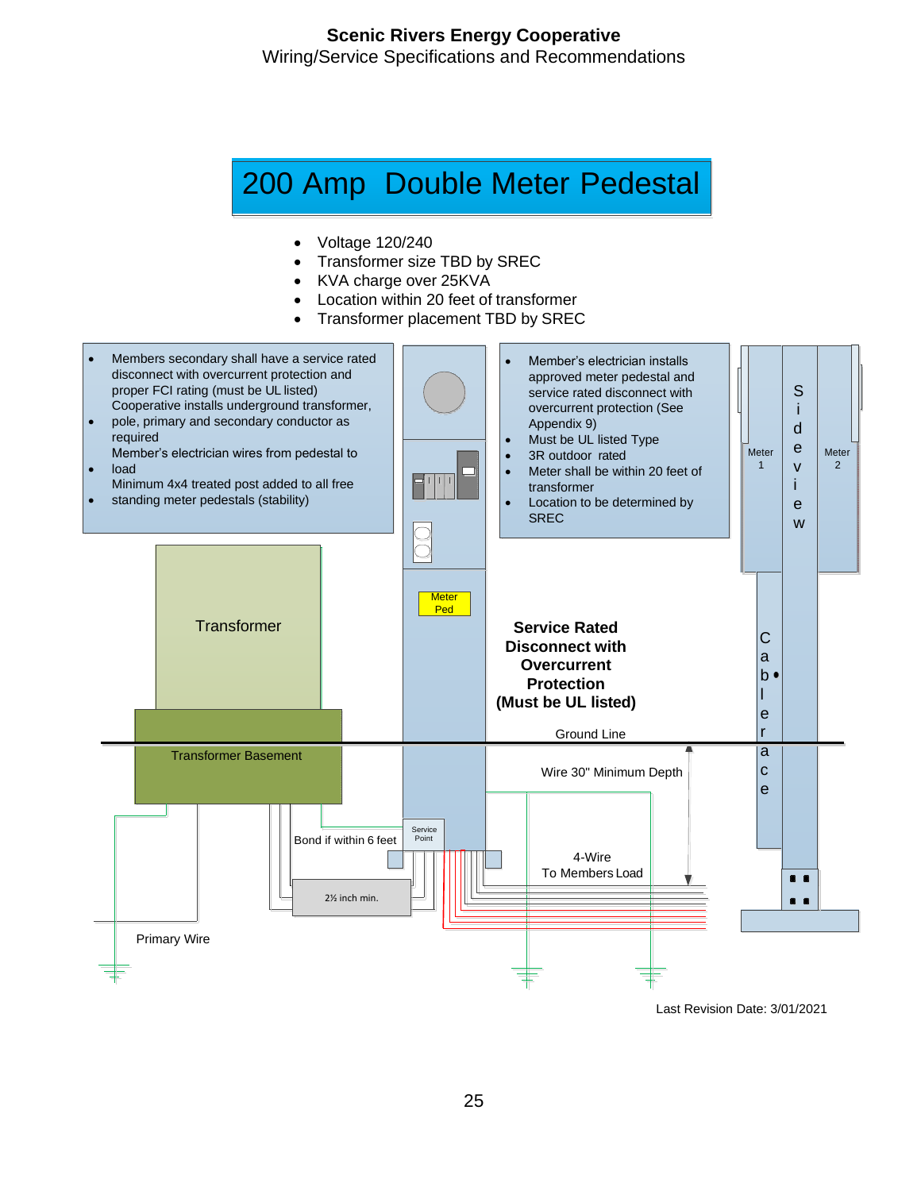**Scenic Rivers Energy Cooperative**
Wiring/Service Specifications and Recommendations

# 200 Amp Double Meter Pedestal

- Voltage 120/240
- Transformer size TBD by SREC
- KVA charge over 25KVA
- Location within 20 feet of transformer
- Transformer placement TBD by SREC

- Members secondary shall have a service rated disconnect with overcurrent protection and proper FCI rating (must be UL listed)
- Cooperative installs underground transformer, pole, primary and secondary conductor as required
- Member's electrician wires from pedestal to load
- Minimum 4x4 treated post added to all free standing meter pedestals (stability)

- Member's electrician installs approved meter pedestal and service rated disconnect with overcurrent protection (See Appendix 9)
- Must be UL listed Type 3R outdoor rated
- Meter shall be within 20 feet of transformer
- Location to be determined by SREC

Transformer

Transformer Basement

Meter Ped

**Service Rated Disconnect with Overcurrent Protection (Must be UL listed)**

Ground Line

Wire 30" Minimum Depth

Meter 1

Meter 2

Side view

Cable race

Bond if within 6 feet

Service Point

4-Wire To Members Load

2½ inch min.

Primary Wire

Last Revision Date: 3/01/2021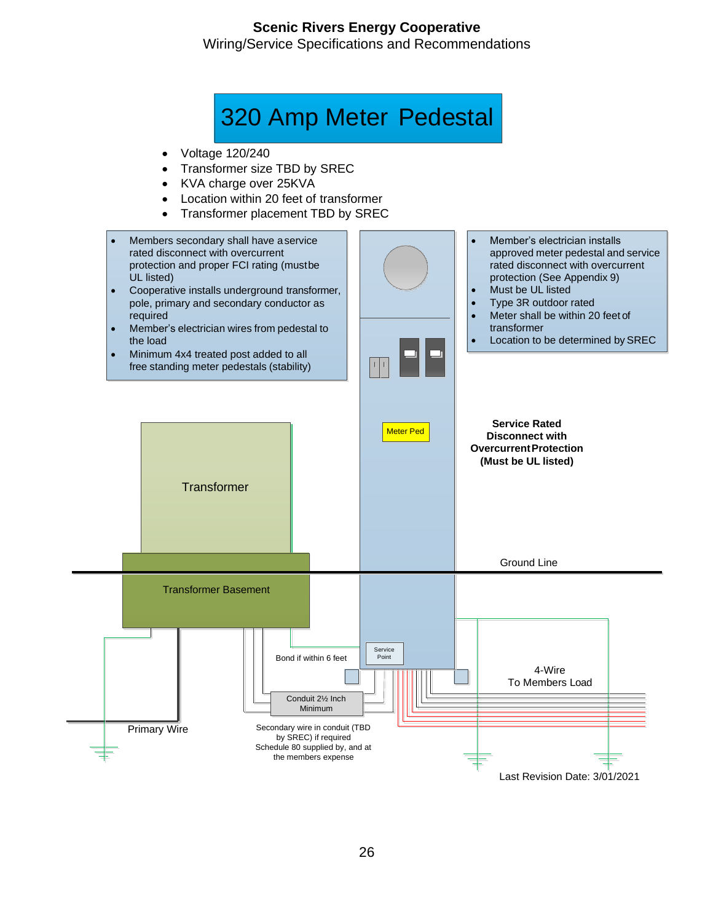# 320 Amp Meter Pedestal

- Voltage 120/240
- Transformer size TBD by SREC
- KVA charge over 25KVA
- Location within 20 feet of transformer
- Transformer placement TBD by SREC

- Members secondary shall have a service rated disconnect with overcurrent protection and proper FCI rating (must be UL listed)
- Cooperative installs underground transformer, pole, primary and secondary conductor as required
- Member's electrician wires from pedestal to the load
- Minimum 4x4 treated post added to all free standing meter pedestals (stability)

- Member's electrician installs approved meter pedestal and service rated disconnect with overcurrent protection (See Appendix 9)
- Must be UL listed
- Type 3R outdoor rated
- Meter shall be within 20 feet of transformer
- Location to be determined by SREC

Meter Ped

**Service Rated Disconnect with Overcurrent Protection (Must be UL listed)**

Transformer

Transformer Basement

Ground Line

Service Point

Bond if within 6 feet

Conduit 2½ Inch Minimum

4-Wire To Members Load

Primary Wire

Secondary wire in conduit (TBD by SREC) if required Schedule 80 supplied by, and at the members expense

Last Revision Date: 3/01/2021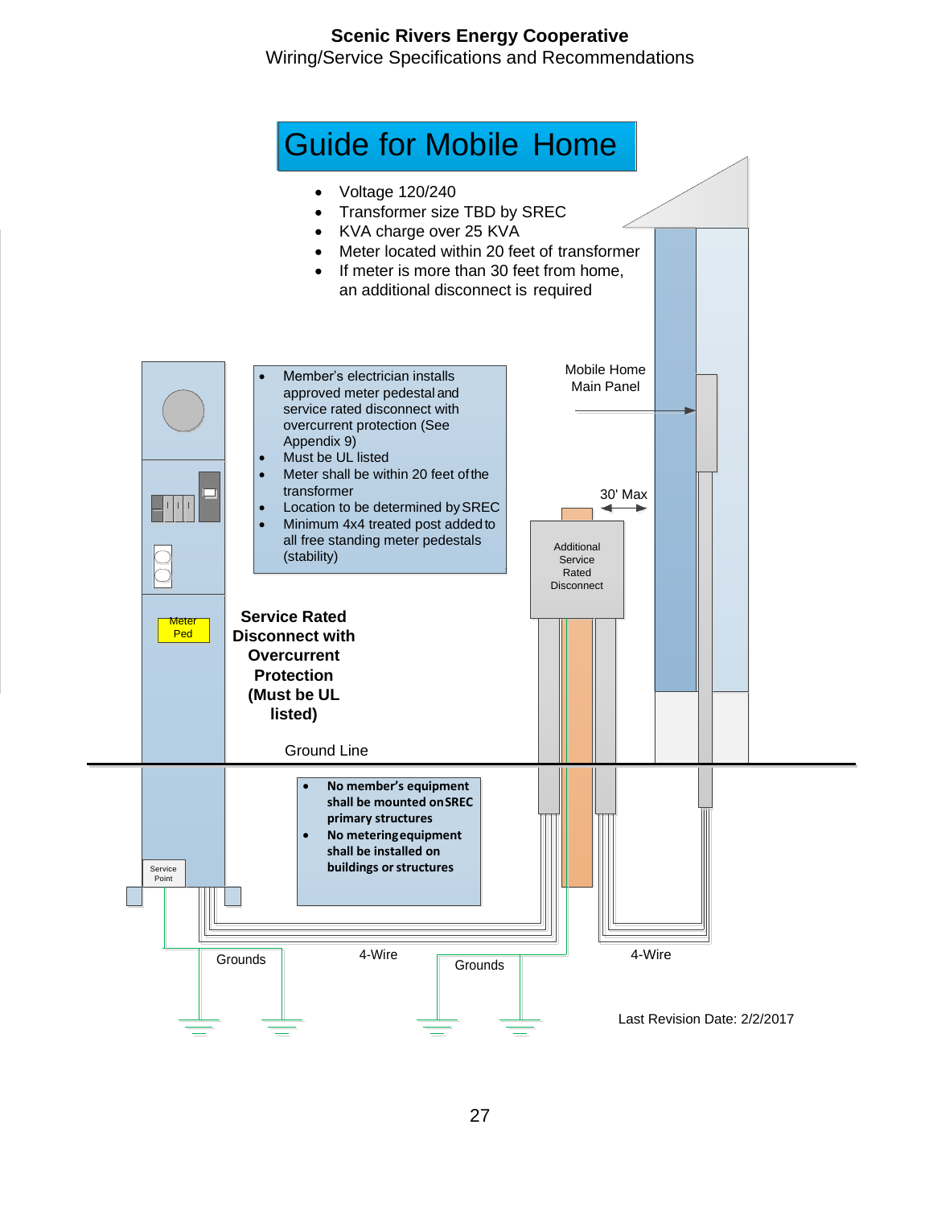# Guide for Mobile Home

- Voltage 120/240
- Transformer size TBD by SREC
- KVA charge over 25 KVA
- Meter located within 20 feet of transformer
- If meter is more than 30 feet from home, an additional disconnect is required

- Member's electrician installs approved meter pedestal and service rated disconnect with overcurrent protection (See Appendix 9)
- Must be UL listed
- Meter shall be within 20 feet of the transformer
- Location to be determined by SREC
- Minimum 4x4 treated post added to all free standing meter pedestals (stability)

Mobile Home Main Panel

30' Max

Additional Service Rated Disconnect

Meter Ped

**Service Rated Disconnect with Overcurrent Protection (Must be UL listed)**

Ground Line

- **No member's equipment shall be mounted on SREC primary structures**
- **No metering equipment shall be installed on buildings or structures**

Service Point

Grounds

4-Wire

Grounds

4-Wire

Last Revision Date: 2/2/2017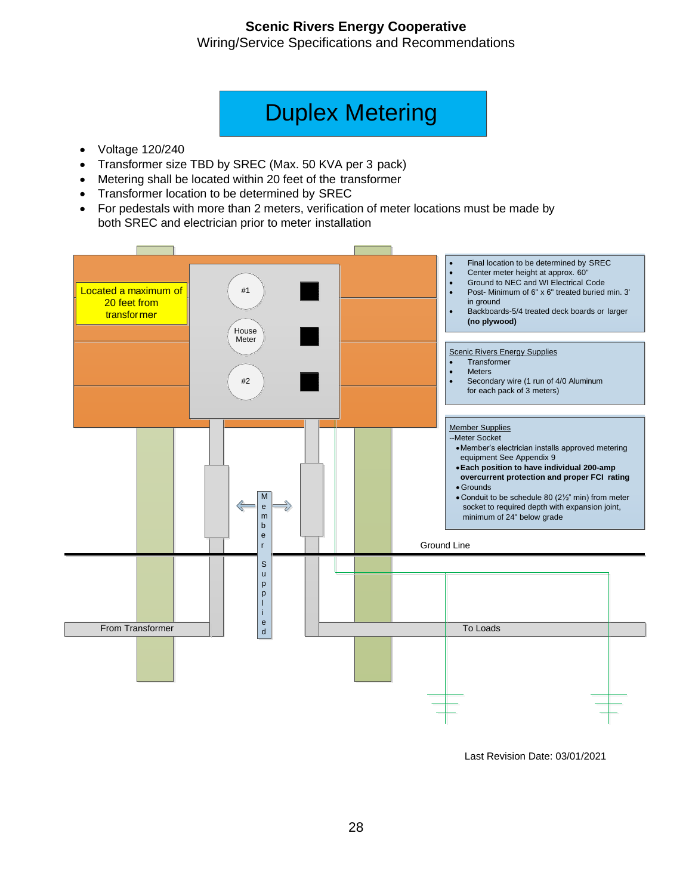**Scenic Rivers Energy Cooperative**

Wiring/Service Specifications and Recommendations

# Duplex Metering

- Voltage 120/240
- Transformer size TBD by SREC (Max. 50 KVA per 3 pack)
- Metering shall be located within 20 feet of the transformer
- Transformer location to be determined by SREC
- For pedestals with more than 2 meters, verification of meter locations must be made by both SREC and electrician prior to meter installation

Located a maximum of 20 feet from transformer

#1

House Meter

#2

Member Supplied

From Transformer

Ground Line

To Loads

- Final location to be determined by SREC
- Center meter height at approx. 60"
- Ground to NEC and WI Electrical Code
- Post- Minimum of 6" x 6" treated buried min. 3' in ground
- Backboards-5/4 treated deck boards or larger **(no plywood)**

Scenic Rivers Energy Supplies

- Transformer
- Meters
- Secondary wire (1 run of 4/0 Aluminum for each pack of 3 meters)

Member Supplies

--Meter Socket

- Member's electrician installs approved metering equipment See Appendix 9
- **Each position to have individual 200-amp overcurrent protection and proper FCI rating**
- Grounds
- Conduit to be schedule 80 (2½" min) from meter socket to required depth with expansion joint, minimum of 24" below grade

Last Revision Date: 03/01/2021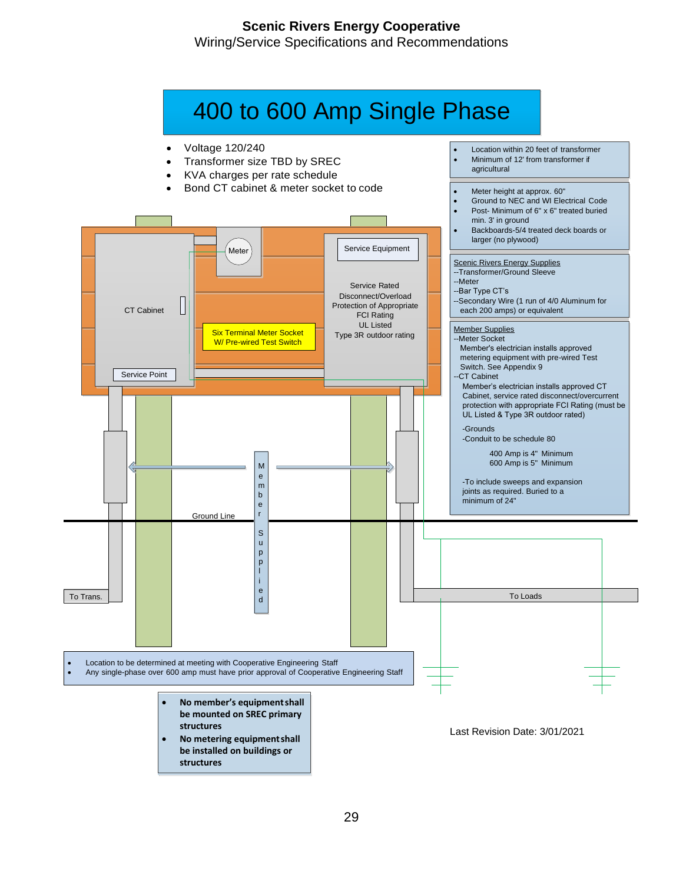**Scenic Rivers Energy Cooperative**
Wiring/Service Specifications and Recommendations

# 400 to 600 Amp Single Phase

- Voltage 120/240
- Transformer size TBD by SREC
- KVA charges per rate schedule
- Bond CT cabinet & meter socket to code

- Location within 20 feet of transformer
- Minimum of 12' from transformer if agricultural

- Meter height at approx. 60"
- Ground to NEC and WI Electrical Code
- Post- Minimum of 6" x 6" treated buried min. 3' in ground
- Backboards-5/4 treated deck boards or larger (no plywood)

Scenic Rivers Energy Supplies
--Transformer/Ground Sleeve
--Meter
--Bar Type CT's
--Secondary Wire (1 run of 4/0 Aluminum for each 200 amps) or equivalent

Member Supplies
--Meter Socket
Member's electrician installs approved metering equipment with pre-wired Test Switch. See Appendix 9
--CT Cabinet
Member's electrician installs approved CT Cabinet, service rated disconnect/overcurrent protection with appropriate FCI Rating (must be UL Listed & Type 3R outdoor rated)
-Grounds
-Conduit to be schedule 80
400 Amp is 4" Minimum
600 Amp is 5" Minimum
-To include sweeps and expansion joints as required. Buried to a minimum of 24"

CT Cabinet

Meter

Service Point

Six Terminal Meter Socket W/ Pre-wired Test Switch

Service Equipment

Service Rated Disconnect/Overload Protection of Appropriate FCI Rating UL Listed Type 3R outdoor rating

Member Supplied

Ground Line

To Trans.

To Loads

- Location to be determined at meeting with Cooperative Engineering Staff
- Any single-phase over 600 amp must have prior approval of Cooperative Engineering Staff

- **No member's equipment shall be mounted on SREC primary structures**
- **No metering equipment shall be installed on buildings or structures**

Last Revision Date: 3/01/2021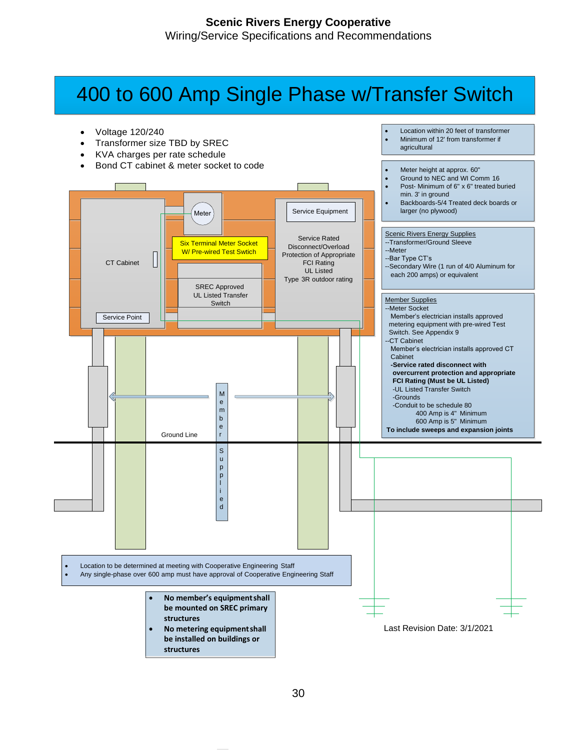# Scenic Rivers Energy Cooperative

Wiring/Service Specifications and Recommendations

## 400 to 600 Amp Single Phase w/Transfer Switch

- Voltage 120/240
- Transformer size TBD by SREC
- KVA charges per rate schedule
- Bond CT cabinet & meter socket to code

- Location within 20 feet of transformer
- Minimum of 12' from transformer if agricultural

- Meter height at approx. 60"
- Ground to NEC and WI Comm 16
- Post- Minimum of 6" x 6" treated buried min. 3' in ground
- Backboards-5/4 Treated deck boards or larger (no plywood)

Scenic Rivers Energy Supplies
--Transformer/Ground Sleeve
--Meter
--Bar Type CT's
--Secondary Wire (1 run of 4/0 Aluminum for each 200 amps) or equivalent

Member Supplies
--Meter Socket
Member's electrician installs approved metering equipment with pre-wired Test Switch. See Appendix 9
--CT Cabinet
Member's electrician installs approved CT Cabinet
**-Service rated disconnect with overcurrent protection and appropriate FCI Rating (Must be UL Listed)**
-UL Listed Transfer Switch
-Grounds
-Conduit to be schedule 80
400 Amp is 4" Minimum
600 Amp is 5" Minimum
**To include sweeps and expansion joints**

CT Cabinet

Service Point

Meter

Six Terminal Meter Socket W/ Pre-wired Test Swtich

SREC Approved UL Listed Transfer Switch

Service Equipment

Service Rated Disconnect/Overload Protection of Appropriate FCI Rating UL Listed Type 3R outdoor rating

Member Supplied

Ground Line

- Location to be determined at meeting with Cooperative Engineering Staff
- Any single-phase over 600 amp must have approval of Cooperative Engineering Staff

- **No member's equipment shall be mounted on SREC primary structures**
- **No metering equipment shall be installed on buildings or structures**

Last Revision Date: 3/1/2021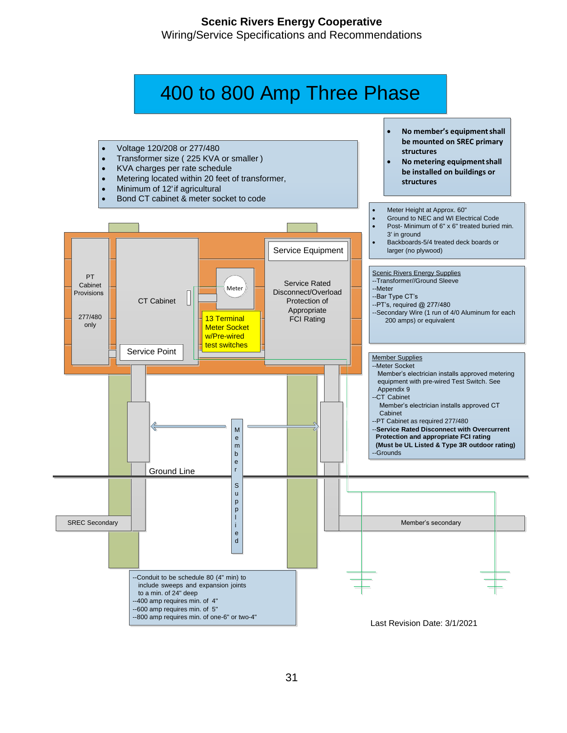# Scenic Rivers Energy Cooperative

Wiring/Service Specifications and Recommendations

## 400 to 800 Amp Three Phase

- Voltage 120/208 or 277/480
- Transformer size ( 225 KVA or smaller )
- KVA charges per rate schedule
- Metering located within 20 feet of transformer,
- Minimum of 12' if agricultural
- Bond CT cabinet & meter socket to code

- **No member's equipment shall be mounted on SREC primary structures**
- **No metering equipment shall be installed on buildings or structures**

- Meter Height at Approx. 60"
- Ground to NEC and WI Electrical Code
- Post- Minimum of 6" x 6" treated buried min. 3' in ground
- Backboards-5/4 treated deck boards or larger (no plywood)

PT Cabinet Provisions

277/480 only

CT Cabinet

Meter

13 Terminal Meter Socket w/Pre-wired test switches

Service Equipment

Service Rated Disconnect/Overload Protection of Appropriate FCI Rating

Service Point

Member Supplied

Ground Line

SREC Secondary

Member's secondary

Scenic Rivers Energy Supplies
--Transformer//Ground Sleeve
--Meter
--Bar Type CT's
--PT's, required @ 277/480
--Secondary Wire (1 run of 4/0 Aluminum for each 200 amps) or equivalent

Member Supplies
--Meter Socket
Member's electrician installs approved metering equipment with pre-wired Test Switch. See Appendix 9
--CT Cabinet
Member's electrician installs approved CT Cabinet
--PT Cabinet as required 277/480
--**Service Rated Disconnect with Overcurrent Protection and appropriate FCI rating**
**(Must be UL Listed & Type 3R outdoor rating)**
--Grounds

--Conduit to be schedule 80 (4" min) to include sweeps and expansion joints to a min. of 24" deep
--400 amp requires min. of 4"
--600 amp requires min. of 5"
--800 amp requires min. of one-6" or two-4"

Last Revision Date: 3/1/2021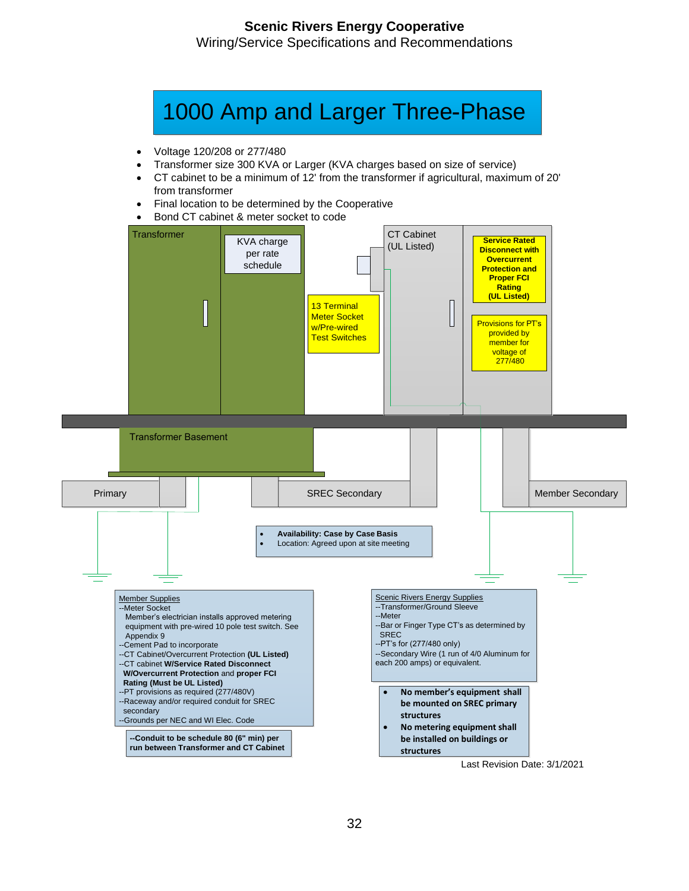# 1000 Amp and Larger Three-Phase

- Voltage 120/208 or 277/480
- Transformer size 300 KVA or Larger (KVA charges based on size of service)
- CT cabinet to be a minimum of 12' from the transformer if agricultural, maximum of 20' from transformer
- Final location to be determined by the Cooperative
- Bond CT cabinet & meter socket to code

Transformer

KVA charge per rate schedule

13 Terminal Meter Socket w/Pre-wired Test Switches

CT Cabinet (UL Listed)

**Service Rated Disconnect with Overcurrent Protection and Proper FCI Rating (UL Listed)**

Provisions for PT's provided by member for voltage of 277/480

Transformer Basement

Primary

SREC Secondary

Member Secondary

- **Availability: Case by Case Basis**
- Location: Agreed upon at site meeting

Member Supplies

--Meter Socket
Member's electrician installs approved metering equipment with pre-wired 10 pole test switch. See Appendix 9
--Cement Pad to incorporate
--CT Cabinet/Overcurrent Protection **(UL Listed)**
--CT cabinet **W/Service Rated Disconnect W/Overcurrent Protection** and **proper FCI Rating (Must be UL Listed)**
--PT provisions as required (277/480V)
--Raceway and/or required conduit for SREC secondary
--Grounds per NEC and WI Elec. Code

**--Conduit to be schedule 80 (6" min) per run between Transformer and CT Cabinet**

Scenic Rivers Energy Supplies

--Transformer/Ground Sleeve
--Meter
--Bar or Finger Type CT's as determined by SREC
--PT's for (277/480 only)
--Secondary Wire (1 run of 4/0 Aluminum for each 200 amps) or equivalent.

- **No member's equipment shall be mounted on SREC primary structures**
- **No metering equipment shall be installed on buildings or structures**

Last Revision Date: 3/1/2021